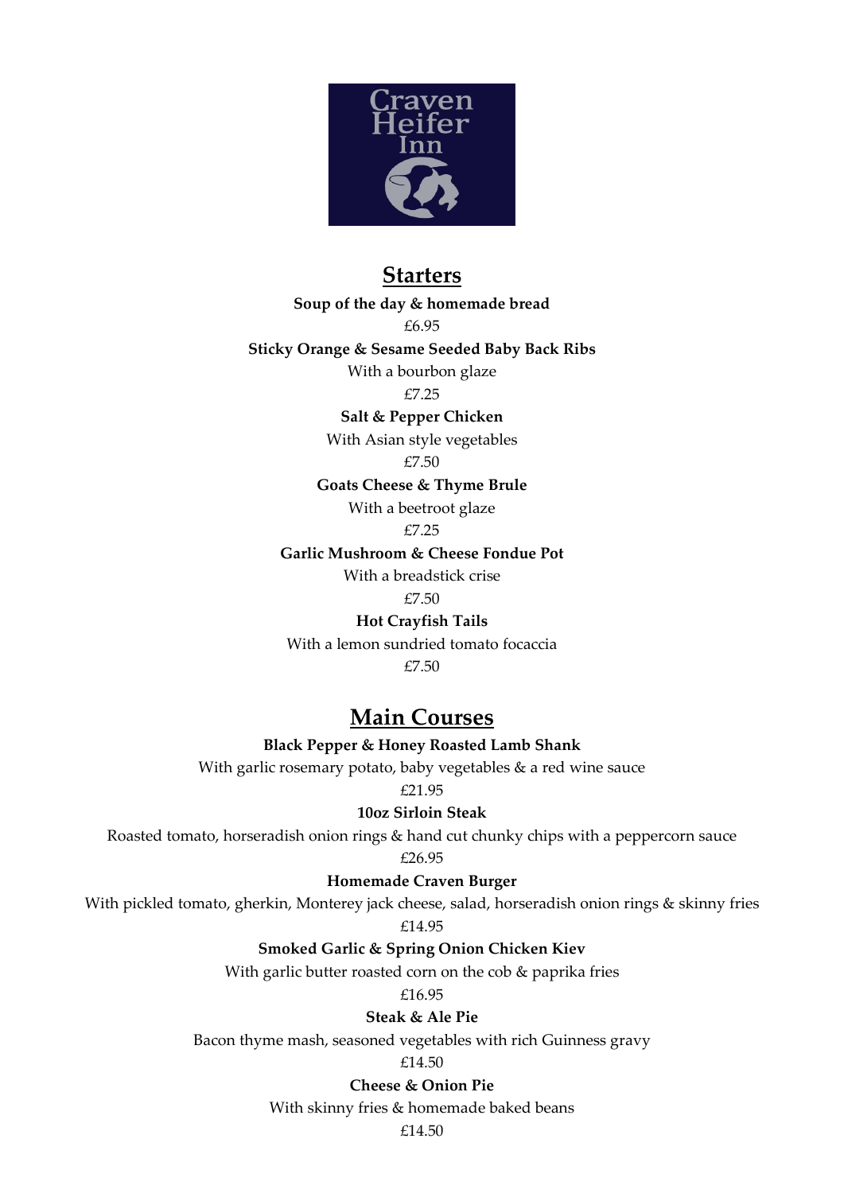Craven Heifer Inn

## Starters

**Soup of the day & homemade bread**

£6.95

**Sticky Orange & Sesame Seeded Baby Back Ribs**

With a bourbon glaze

£7.25

**Salt & Pepper Chicken**

With Asian style vegetables

£7.50

**Goats Cheese & Thyme Brule**

With a beetroot glaze

£7.25

**Garlic Mushroom & Cheese Fondue Pot**

With a breadstick crise

£7.50

**Hot Crayfish Tails**

With a lemon sundried tomato focaccia

£7.50

## Main Courses

**Black Pepper & Honey Roasted Lamb Shank**

With garlic rosemary potato, baby vegetables & a red wine sauce

£21.95

**10oz Sirloin Steak**

Roasted tomato, horseradish onion rings & hand cut chunky chips with a peppercorn sauce

£26.95

**Homemade Craven Burger**

With pickled tomato, gherkin, Monterey jack cheese, salad, horseradish onion rings & skinny fries

£14.95

**Smoked Garlic & Spring Onion Chicken Kiev**

With garlic butter roasted corn on the cob & paprika fries

£16.95

**Steak & Ale Pie**

Bacon thyme mash, seasoned vegetables with rich Guinness gravy

£14.50

**Cheese & Onion Pie**

With skinny fries & homemade baked beans

£14.50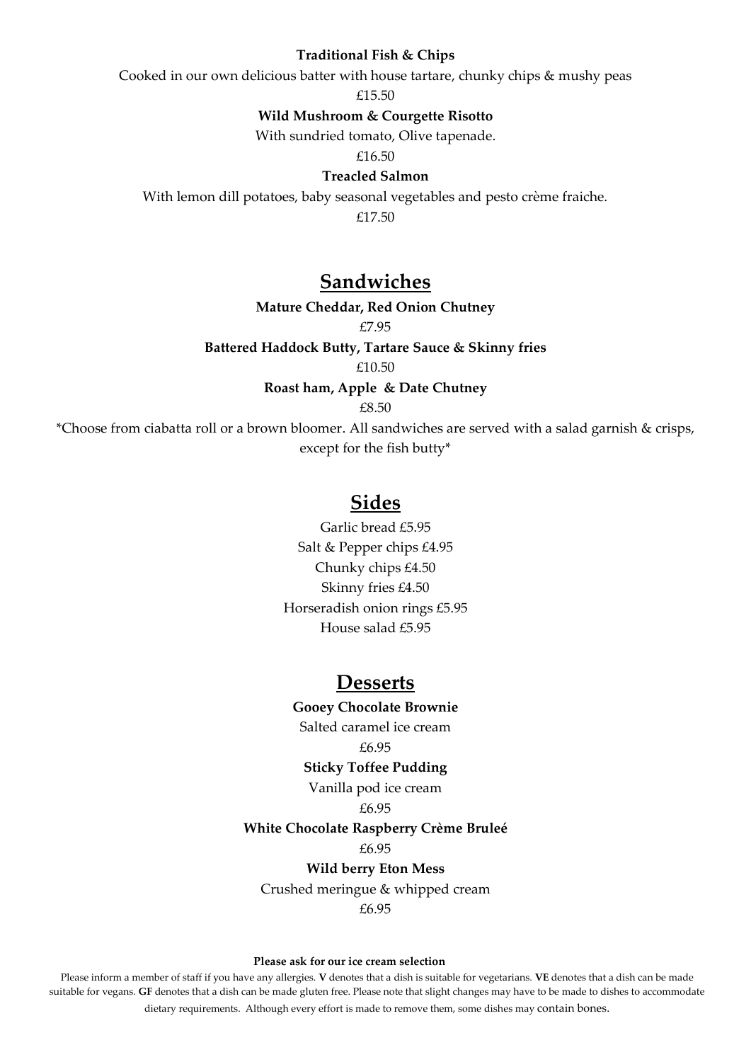**Traditional Fish & Chips**

Cooked in our own delicious batter with house tartare, chunky chips & mushy peas

£15.50

**Wild Mushroom & Courgette Risotto**

With sundried tomato, Olive tapenade.

£16.50

**Treacled Salmon**

With lemon dill potatoes, baby seasonal vegetables and pesto crème fraiche.

£17.50

## Sandwiches

**Mature Cheddar, Red Onion Chutney**

£7.95

**Battered Haddock Butty, Tartare Sauce & Skinny fries**

£10.50

**Roast ham, Apple & Date Chutney**

£8.50

*Choose from ciabatta roll or a brown bloomer. All sandwiches are served with a salad garnish & crisps, except for the fish butty*

## Sides

Garlic bread £5.95

Salt & Pepper chips £4.95

Chunky chips £4.50

Skinny fries £4.50

Horseradish onion rings £5.95

House salad £5.95

## Desserts

**Gooey Chocolate Brownie**

Salted caramel ice cream

£6.95

**Sticky Toffee Pudding**

Vanilla pod ice cream

£6.95

**White Chocolate Raspberry Crème Bruleé**

£6.95

**Wild berry Eton Mess**

Crushed meringue & whipped cream

£6.95

**Please ask for our ice cream selection**

Please inform a member of staff if you have any allergies. **V** denotes that a dish is suitable for vegetarians. **VE** denotes that a dish can be made suitable for vegans. **GF** denotes that a dish can be made gluten free. Please note that slight changes may have to be made to dishes to accommodate dietary requirements. Although every effort is made to remove them, some dishes may contain bones.